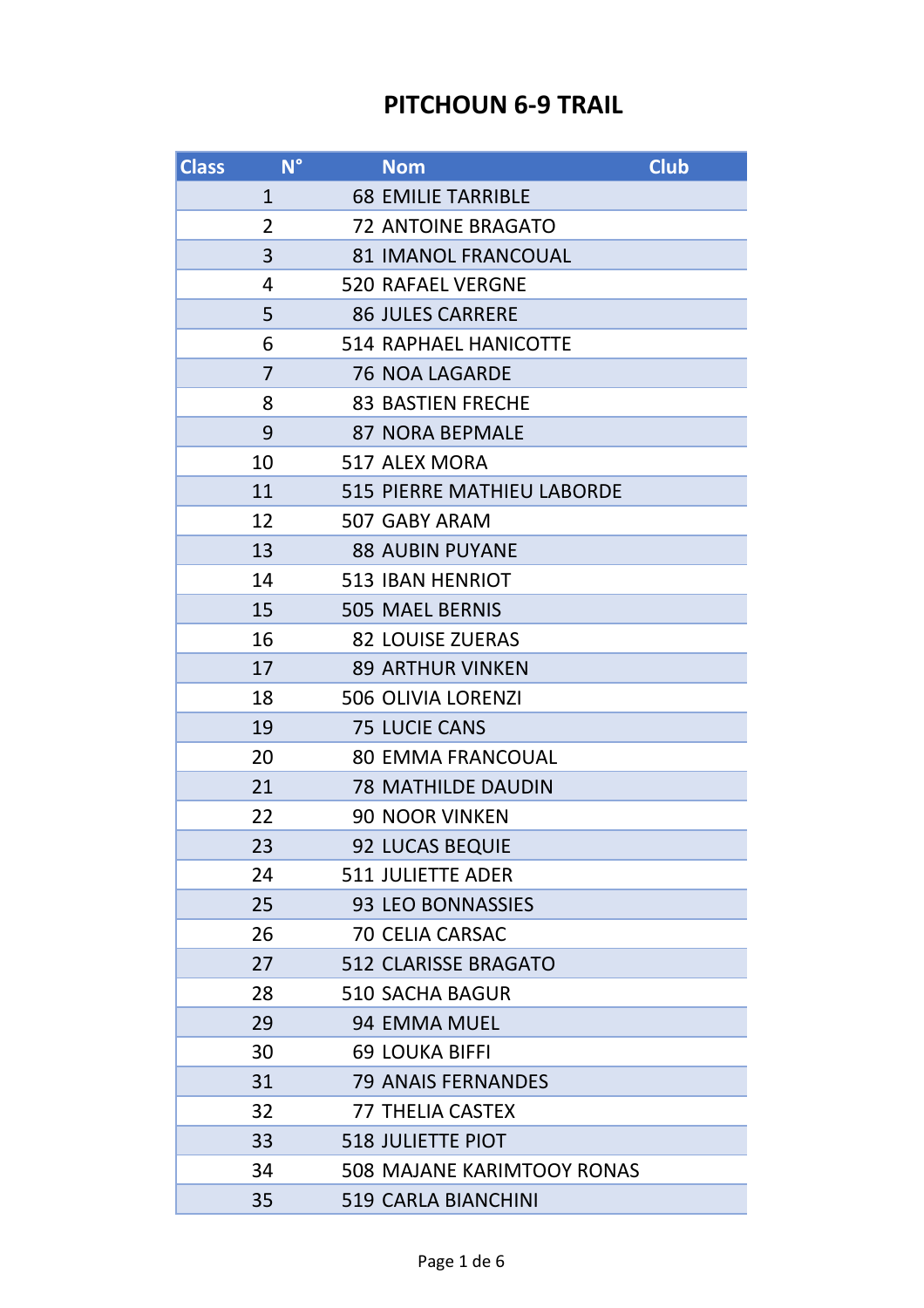# PITCHOUN 6-9 TRAIL

| Class | N° | Nom | Club |
|---|---|---|---|
| 1 | 68 | EMILIE TARRIBLE | |
| 2 | 72 | ANTOINE BRAGATO | |
| 3 | 81 | IMANOL FRANCOUAL | |
| 4 | 520 | RAFAEL VERGNE | |
| 5 | 86 | JULES CARRERE | |
| 6 | 514 | RAPHAEL HANICOTTE | |
| 7 | 76 | NOA LAGARDE | |
| 8 | 83 | BASTIEN FRECHE | |
| 9 | 87 | NORA BEPMALE | |
| 10 | 517 | ALEX MORA | |
| 11 | 515 | PIERRE MATHIEU LABORDE | |
| 12 | 507 | GABY ARAM | |
| 13 | 88 | AUBIN PUYANE | |
| 14 | 513 | IBAN HENRIOT | |
| 15 | 505 | MAEL BERNIS | |
| 16 | 82 | LOUISE ZUERAS | |
| 17 | 89 | ARTHUR VINKEN | |
| 18 | 506 | OLIVIA LORENZI | |
| 19 | 75 | LUCIE CANS | |
| 20 | 80 | EMMA FRANCOUAL | |
| 21 | 78 | MATHILDE DAUDIN | |
| 22 | 90 | NOOR VINKEN | |
| 23 | 92 | LUCAS BEQUIE | |
| 24 | 511 | JULIETTE ADER | |
| 25 | 93 | LEO BONNASSIES | |
| 26 | 70 | CELIA CARSAC | |
| 27 | 512 | CLARISSE BRAGATO | |
| 28 | 510 | SACHA BAGUR | |
| 29 | 94 | EMMA MUEL | |
| 30 | 69 | LOUKA BIFFI | |
| 31 | 79 | ANAIS FERNANDES | |
| 32 | 77 | THELIA CASTEX | |
| 33 | 518 | JULIETTE PIOT | |
| 34 | 508 | MAJANE KARIMTOOY RONAS | |
| 35 | 519 | CARLA BIANCHINI | |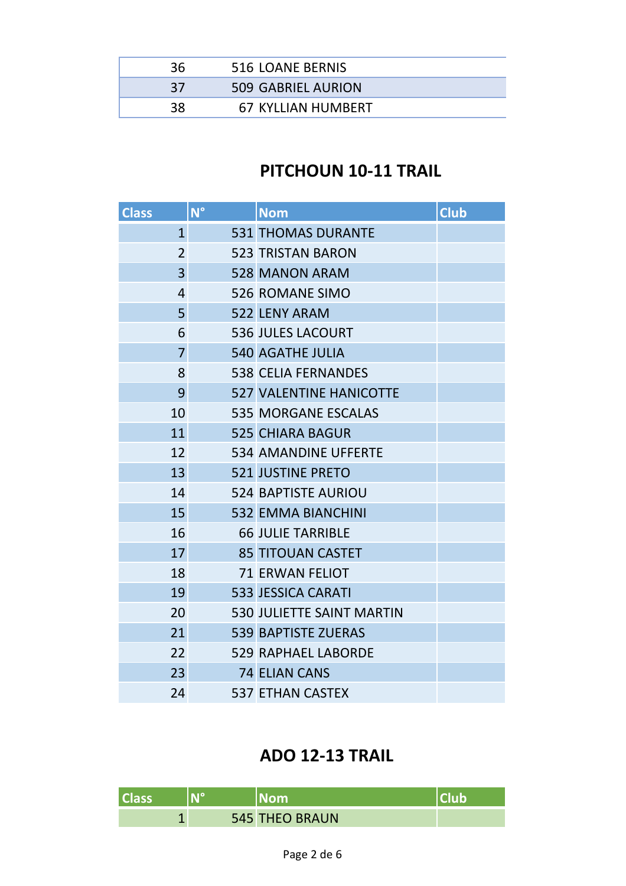| | | | |
|---|---|---|---|
| 36 | 516 | LOANE BERNIS | |
| 37 | 509 | GABRIEL AURION | |
| 38 | 67 | KYLLIAN HUMBERT | |

## PITCHOUN 10-11 TRAIL

| Class | N° | Nom | Club |
|---|---|---|---|
| 1 | 531 | THOMAS DURANTE | |
| 2 | 523 | TRISTAN BARON | |
| 3 | 528 | MANON ARAM | |
| 4 | 526 | ROMANE SIMO | |
| 5 | 522 | LENY ARAM | |
| 6 | 536 | JULES LACOURT | |
| 7 | 540 | AGATHE JULIA | |
| 8 | 538 | CELIA FERNANDES | |
| 9 | 527 | VALENTINE HANICOTTE | |
| 10 | 535 | MORGANE ESCALAS | |
| 11 | 525 | CHIARA BAGUR | |
| 12 | 534 | AMANDINE UFFERTE | |
| 13 | 521 | JUSTINE PRETO | |
| 14 | 524 | BAPTISTE AURIOU | |
| 15 | 532 | EMMA BIANCHINI | |
| 16 | 66 | JULIE TARRIBLE | |
| 17 | 85 | TITOUAN CASTET | |
| 18 | 71 | ERWAN FELIOT | |
| 19 | 533 | JESSICA CARATI | |
| 20 | 530 | JULIETTE SAINT MARTIN | |
| 21 | 539 | BAPTISTE ZUERAS | |
| 22 | 529 | RAPHAEL LABORDE | |
| 23 | 74 | ELIAN CANS | |
| 24 | 537 | ETHAN CASTEX | |

## ADO 12-13 TRAIL

| Class | N° | Nom | Club |
|---|---|---|---|
| 1 | 545 | THEO BRAUN | |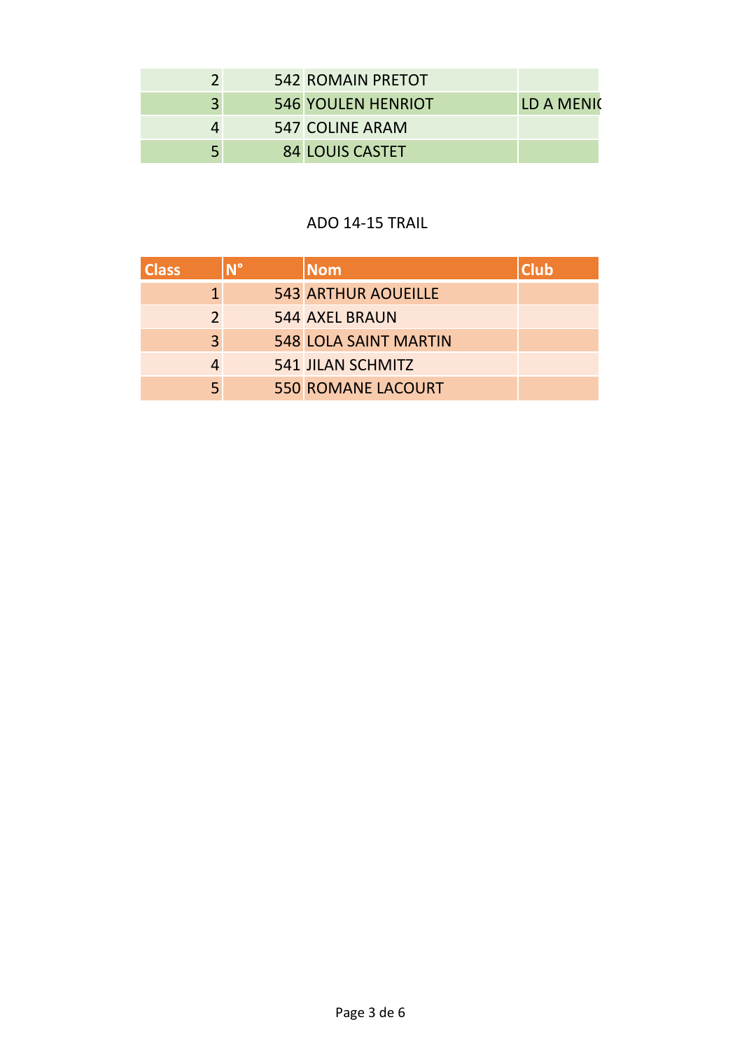| | | | |
|---|---|---|---|
| 2 | 542 | ROMAIN PRETOT | |
| 3 | 546 | YOULEN HENRIOT | LD A MENIC |
| 4 | 547 | COLINE ARAM | |
| 5 | 84 | LOUIS CASTET | |

ADO 14-15 TRAIL

| Class | N° | Nom | Club |
|---|---|---|---|
| 1 | 543 | ARTHUR AOUEILLE | |
| 2 | 544 | AXEL BRAUN | |
| 3 | 548 | LOLA SAINT MARTIN | |
| 4 | 541 | JILAN SCHMITZ | |
| 5 | 550 | ROMANE LACOURT | |